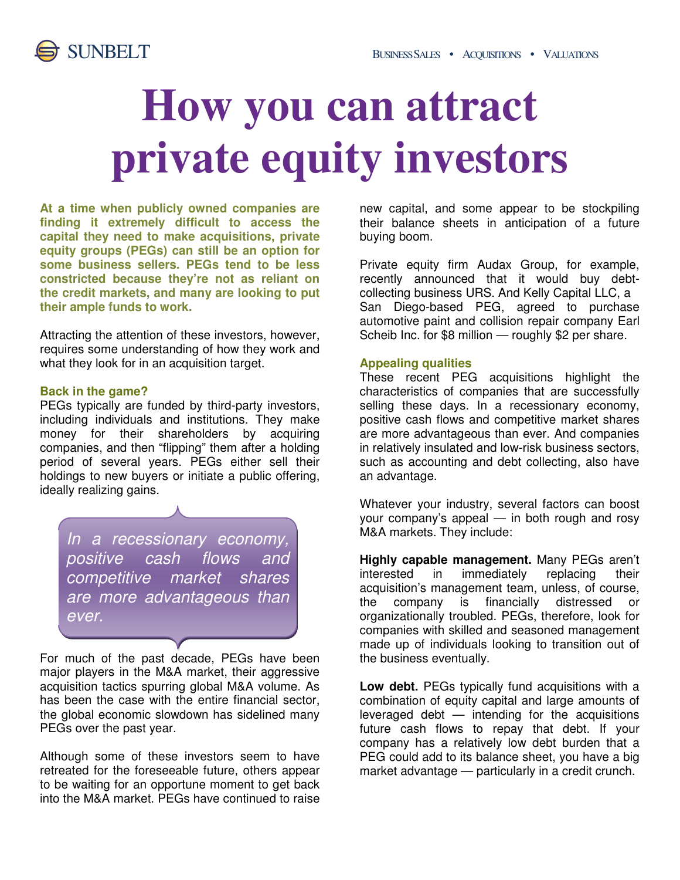SUNBELT

BUSINESS SALES • ACQUISITIONS • VALUATIONS

# How you can attract private equity investors

**At a time when publicly owned companies are finding it extremely difficult to access the capital they need to make acquisitions, private equity groups (PEGs) can still be an option for some business sellers. PEGs tend to be less constricted because they're not as reliant on the credit markets, and many are looking to put their ample funds to work.**

Attracting the attention of these investors, however, requires some understanding of how they work and what they look for in an acquisition target.

### Back in the game?

PEGs typically are funded by third-party investors, including individuals and institutions. They make money for their shareholders by acquiring companies, and then "flipping" them after a holding period of several years. PEGs either sell their holdings to new buyers or initiate a public offering, ideally realizing gains.

*In a recessionary economy, positive cash flows and competitive market shares are more advantageous than ever.*

For much of the past decade, PEGs have been major players in the M&A market, their aggressive acquisition tactics spurring global M&A volume. As has been the case with the entire financial sector, the global economic slowdown has sidelined many PEGs over the past year.

Although some of these investors seem to have retreated for the foreseeable future, others appear to be waiting for an opportune moment to get back into the M&A market. PEGs have continued to raise new capital, and some appear to be stockpiling their balance sheets in anticipation of a future buying boom.

Private equity firm Audax Group, for example, recently announced that it would buy debt-collecting business URS. And Kelly Capital LLC, a San Diego-based PEG, agreed to purchase automotive paint and collision repair company Earl Scheib Inc. for $8 million — roughly $2 per share.

### Appealing qualities

These recent PEG acquisitions highlight the characteristics of companies that are successfully selling these days. In a recessionary economy, positive cash flows and competitive market shares are more advantageous than ever. And companies in relatively insulated and low-risk business sectors, such as accounting and debt collecting, also have an advantage.

Whatever your industry, several factors can boost your company's appeal — in both rough and rosy M&A markets. They include:

**Highly capable management.** Many PEGs aren't interested in immediately replacing their acquisition's management team, unless, of course, the company is financially distressed or organizationally troubled. PEGs, therefore, look for companies with skilled and seasoned management made up of individuals looking to transition out of the business eventually.

**Low debt.** PEGs typically fund acquisitions with a combination of equity capital and large amounts of leveraged debt — intending for the acquisitions future cash flows to repay that debt. If your company has a relatively low debt burden that a PEG could add to its balance sheet, you have a big market advantage — particularly in a credit crunch.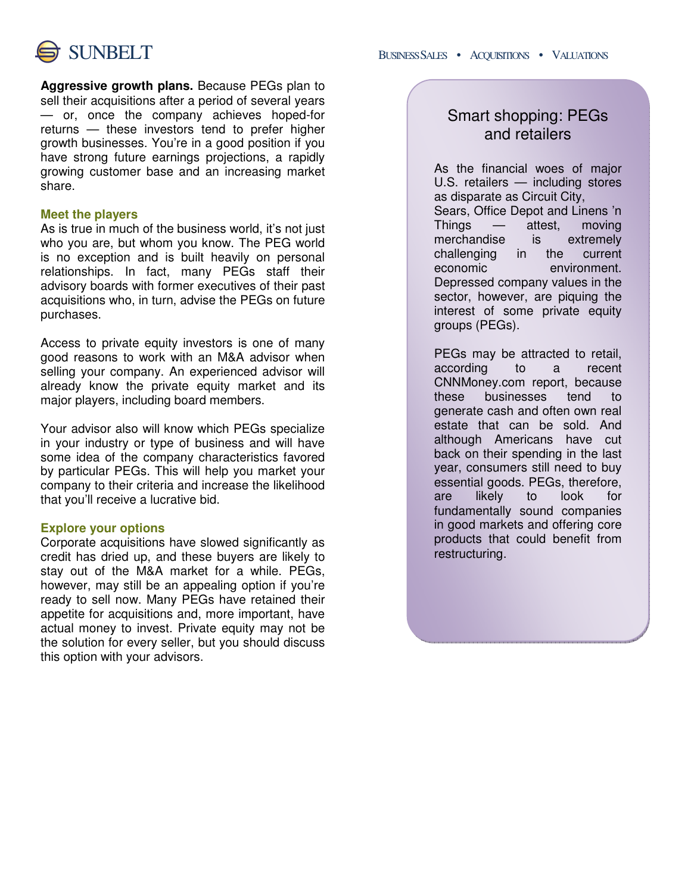**Aggressive growth plans.** Because PEGs plan to sell their acquisitions after a period of several years — or, once the company achieves hoped-for returns — these investors tend to prefer higher growth businesses. You're in a good position if you have strong future earnings projections, a rapidly growing customer base and an increasing market share.

### Meet the players

As is true in much of the business world, it's not just who you are, but whom you know. The PEG world is no exception and is built heavily on personal relationships. In fact, many PEGs staff their advisory boards with former executives of their past acquisitions who, in turn, advise the PEGs on future purchases.

Access to private equity investors is one of many good reasons to work with an M&A advisor when selling your company. An experienced advisor will already know the private equity market and its major players, including board members.

Your advisor also will know which PEGs specialize in your industry or type of business and will have some idea of the company characteristics favored by particular PEGs. This will help you market your company to their criteria and increase the likelihood that you'll receive a lucrative bid.

### Explore your options

Corporate acquisitions have slowed significantly as credit has dried up, and these buyers are likely to stay out of the M&A market for a while. PEGs, however, may still be an appealing option if you're ready to sell now. Many PEGs have retained their appetite for acquisitions and, more important, have actual money to invest. Private equity may not be the solution for every seller, but you should discuss this option with your advisors.

## Smart shopping: PEGs and retailers

As the financial woes of major U.S. retailers — including stores as disparate as Circuit City, Sears, Office Depot and Linens 'n Things — attest, moving merchandise is extremely challenging in the current economic environment. Depressed company values in the sector, however, are piquing the interest of some private equity groups (PEGs).

PEGs may be attracted to retail, according to a recent CNNMoney.com report, because these businesses tend to generate cash and often own real estate that can be sold. And although Americans have cut back on their spending in the last year, consumers still need to buy essential goods. PEGs, therefore, are likely to look for fundamentally sound companies in good markets and offering core products that could benefit from restructuring.